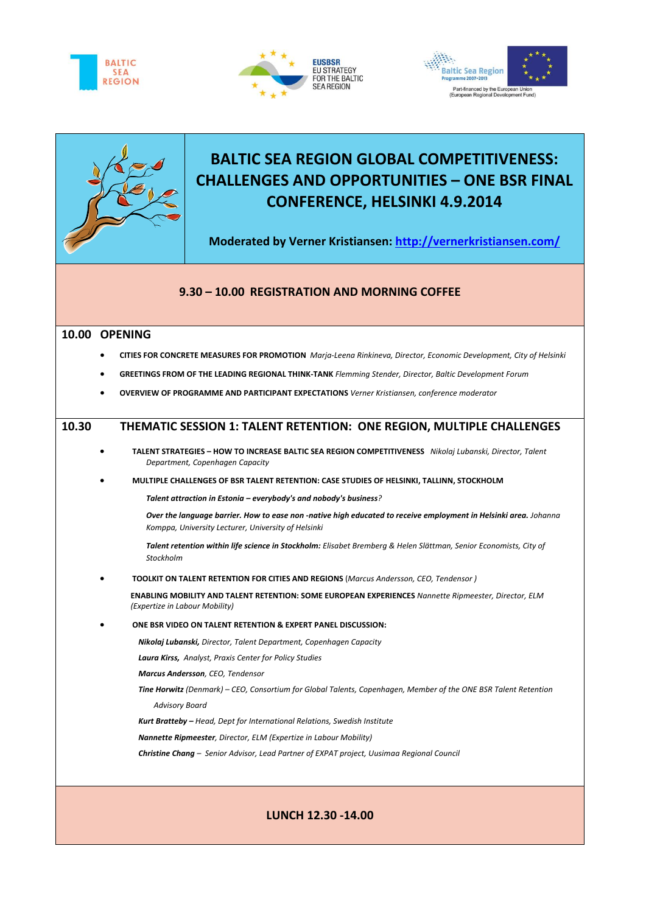# BALTIC SEA REGION GLOBAL COMPETITIVENESS: CHALLENGES AND OPPORTUNITIES – ONE BSR FINAL CONFERENCE, HELSINKI 4.9.2014

**Moderated by Verner Kristiansen: http://vernerkristiansen.com/**

## 9.30 – 10.00 REGISTRATION AND MORNING COFFEE

## 10.00 OPENING

- **CITIES FOR CONCRETE MEASURES FOR PROMOTION** *Marja-Leena Rinkineva, Director, Economic Development, City of Helsinki*
- **GREETINGS FROM OF THE LEADING REGIONAL THINK-TANK** *Flemming Stender, Director, Baltic Development Forum*
- **OVERVIEW OF PROGRAMME AND PARTICIPANT EXPECTATIONS** *Verner Kristiansen, conference moderator*

## 10.30 THEMATIC SESSION 1: TALENT RETENTION: ONE REGION, MULTIPLE CHALLENGES

- **TALENT STRATEGIES – HOW TO INCREASE BALTIC SEA REGION COMPETITIVENESS** *Nikolaj Lubanski, Director, Talent Department, Copenhagen Capacity*
- **MULTIPLE CHALLENGES OF BSR TALENT RETENTION: CASE STUDIES OF HELSINKI, TALLINN, STOCKHOLM**

  ***Talent attraction in Estonia – everybody's and nobody's business****?*

  ***Over the language barrier. How to ease non -native high educated to receive employment in Helsinki area.*** *Johanna Komppa, University Lecturer, University of Helsinki*

  ***Talent retention within life science in Stockholm:*** *Elisabet Bremberg & Helen Slättman, Senior Economists, City of Stockholm*

- **TOOLKIT ON TALENT RETENTION FOR CITIES AND REGIONS** (*Marcus Andersson, CEO, Tendensor* )

  **ENABLING MOBILITY AND TALENT RETENTION: SOME EUROPEAN EXPERIENCES** *Nannette Ripmeester, Director, ELM (Expertize in Labour Mobility)*

- **ONE BSR VIDEO ON TALENT RETENTION & EXPERT PANEL DISCUSSION:**

  ***Nikolaj Lubanski,*** *Director, Talent Department, Copenhagen Capacity*

  ***Laura Kirss,*** *Analyst, Praxis Center for Policy Studies*

  ***Marcus Andersson****, CEO, Tendensor*

  ***Tine Horwitz*** *(Denmark) – CEO, Consortium for Global Talents, Copenhagen, Member of the ONE BSR Talent Retention Advisory Board*

  ***Kurt Bratteby –*** *Head, Dept for International Relations, Swedish Institute*

  ***Nannette Ripmeester****, Director, ELM (Expertize in Labour Mobility)*

  ***Christine Chang*** *– Senior Advisor, Lead Partner of EXPAT project, Uusimaa Regional Council*

## LUNCH 12.30 -14.00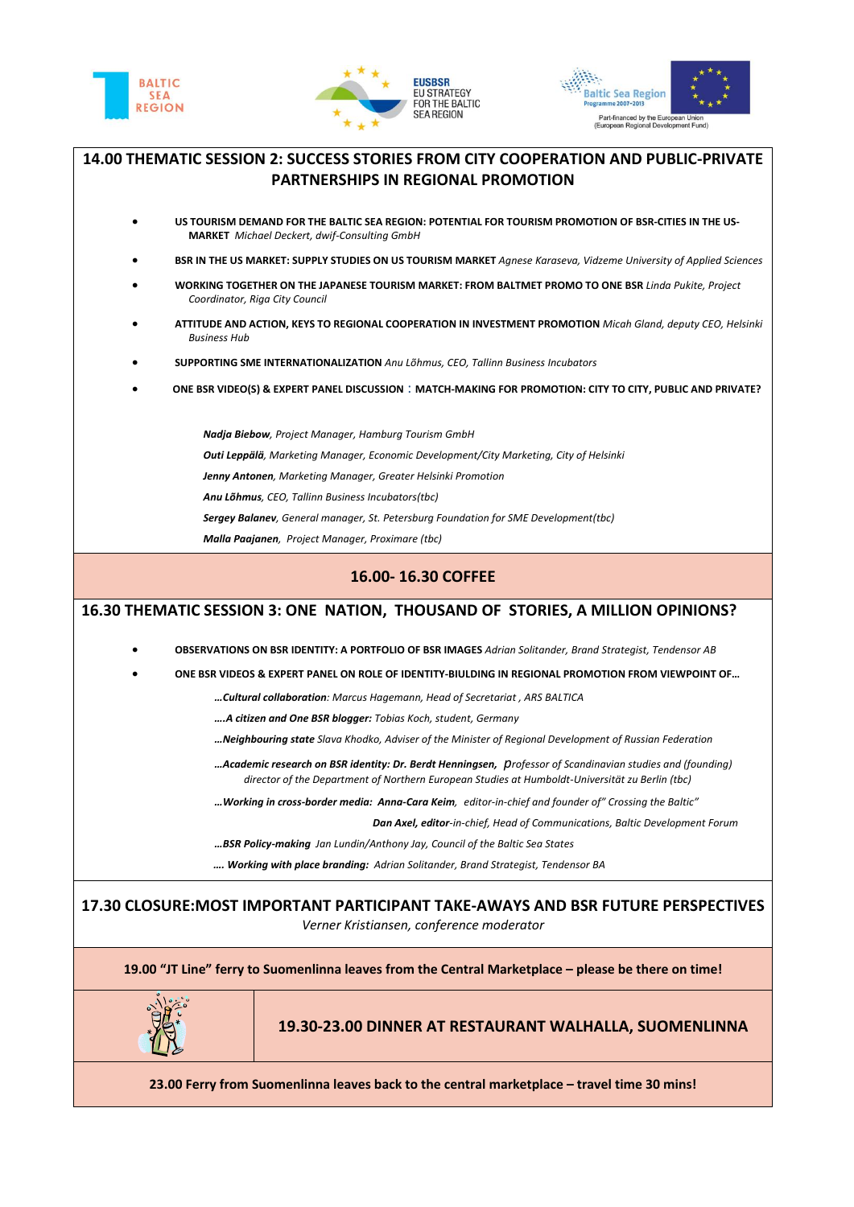## 14.00 THEMATIC SESSION 2: SUCCESS STORIES FROM CITY COOPERATION AND PUBLIC-PRIVATE PARTNERSHIPS IN REGIONAL PROMOTION

- **US TOURISM DEMAND FOR THE BALTIC SEA REGION: POTENTIAL FOR TOURISM PROMOTION OF BSR-CITIES IN THE US-MARKET** *Michael Deckert, dwif-Consulting GmbH*
- **BSR IN THE US MARKET: SUPPLY STUDIES ON US TOURISM MARKET** *Agnese Karaseva, Vidzeme University of Applied Sciences*
- **WORKING TOGETHER ON THE JAPANESE TOURISM MARKET: FROM BALTMET PROMO TO ONE BSR** *Linda Pukite, Project Coordinator, Riga City Council*
- **ATTITUDE AND ACTION, KEYS TO REGIONAL COOPERATION IN INVESTMENT PROMOTION** *Micah Gland, deputy CEO, Helsinki Business Hub*
- **SUPPORTING SME INTERNATIONALIZATION** *Anu Lõhmus, CEO, Tallinn Business Incubators*
- **ONE BSR VIDEO(S) & EXPERT PANEL DISCUSSION：MATCH-MAKING FOR PROMOTION: CITY TO CITY, PUBLIC AND PRIVATE?**

***Nadja Biebow**, Project Manager, Hamburg Tourism GmbH*

***Outi Leppälä**, Marketing Manager, Economic Development/City Marketing, City of Helsinki*

***Jenny Antonen**, Marketing Manager, Greater Helsinki Promotion*

***Anu Lõhmus**, CEO, Tallinn Business Incubators(tbc)*

***Sergey Balanev**, General manager, St. Petersburg Foundation for SME Development(tbc)*

***Malla Paajanen**, Project Manager, Proximare (tbc)*

### 16.00- 16.30 COFFEE

## 16.30 THEMATIC SESSION 3: ONE NATION, THOUSAND OF STORIES, A MILLION OPINIONS?

- **OBSERVATIONS ON BSR IDENTITY: A PORTFOLIO OF BSR IMAGES** *Adrian Solitander, Brand Strategist, Tendensor AB*
- **ONE BSR VIDEOS & EXPERT PANEL ON ROLE OF IDENTITY-BIULDING IN REGIONAL PROMOTION FROM VIEWPOINT OF…**

*…**Cultural collaboration**: Marcus Hagemann, Head of Secretariat , ARS BALTICA*

*….**A citizen and One BSR blogger:** Tobias Koch, student, Germany*

*…**Neighbouring state** Slava Khodko, Adviser of the Minister of Regional Development of Russian Federation*

*…**Academic research on BSR identity: Dr. Berdt Henningsen,** Professor of Scandinavian studies and (founding) director of the Department of Northern European Studies at Humboldt-Universität zu Berlin (tbc)*

*…**Working in cross-border media: Anna-Cara Keim**, editor-in-chief and founder of" Crossing the Baltic"*

*<b>Dan Axel, editor</b>-in-chief, Head of Communications, Baltic Development Forum*

*…**BSR Policy-making** Jan Lundin/Anthony Jay, Council of the Baltic Sea States*

*…. **Working with place branding:** Adrian Solitander, Brand Strategist, Tendensor BA*

## 17.30 CLOSURE:MOST IMPORTANT PARTICIPANT TAKE-AWAYS AND BSR FUTURE PERSPECTIVES

*Verner Kristiansen, conference moderator*

**19.00 "JT Line" ferry to Suomenlinna leaves from the Central Marketplace – please be there on time!**

### 19.30-23.00 DINNER AT RESTAURANT WALHALLA, SUOMENLINNA

**23.00 Ferry from Suomenlinna leaves back to the central marketplace – travel time 30 mins!**